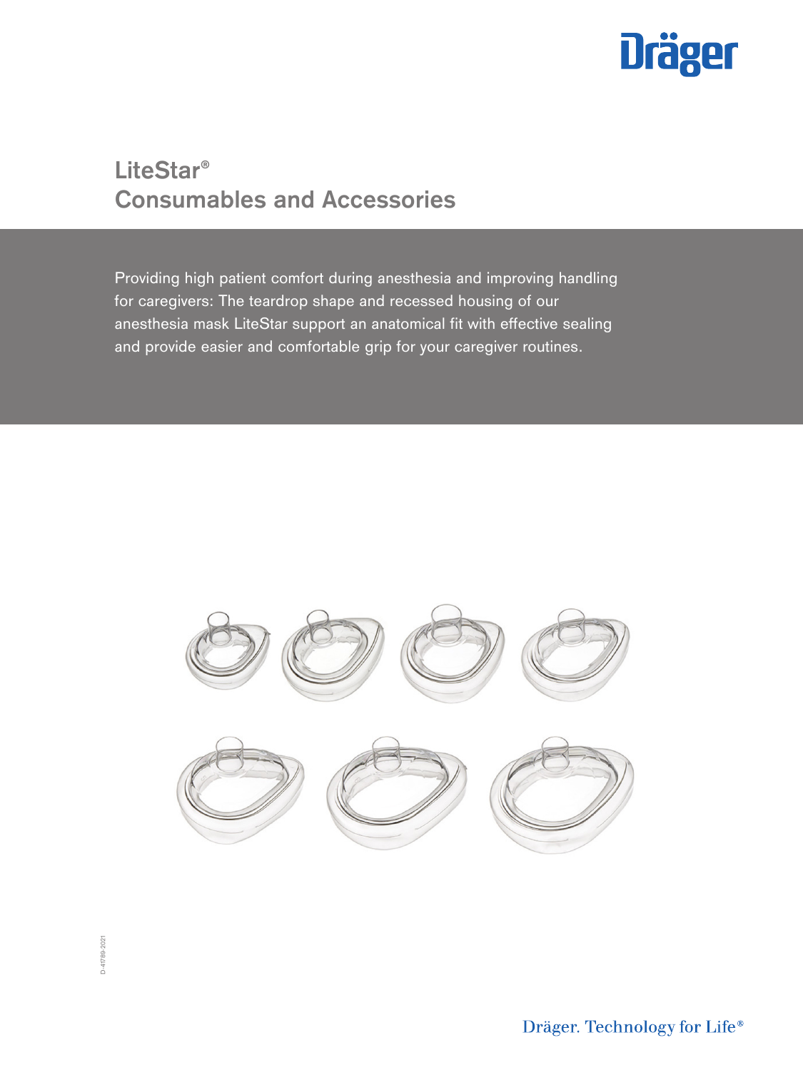# LiteStar®
## Consumables and Accessories

Providing high patient comfort during anesthesia and improving handling for caregivers: The teardrop shape and recessed housing of our anesthesia mask LiteStar support an anatomical fit with effective sealing and provide easier and comfortable grip for your caregiver routines.

D-41789-2021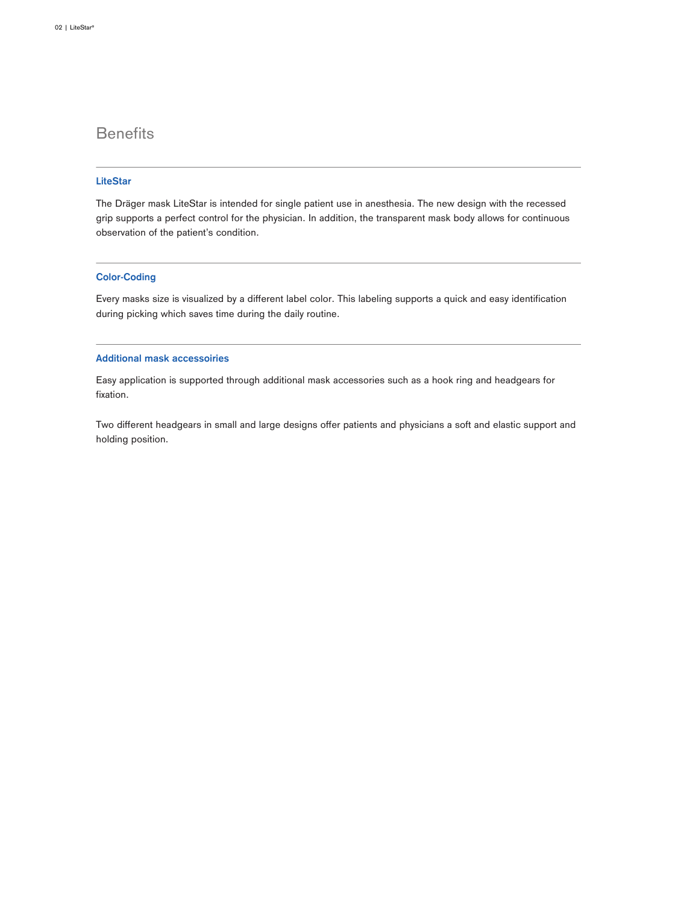# Benefits

## LiteStar

The Dräger mask LiteStar is intended for single patient use in anesthesia. The new design with the recessed grip supports a perfect control for the physician. In addition, the transparent mask body allows for continuous observation of the patient's condition.

## Color-Coding

Every masks size is visualized by a different label color. This labeling supports a quick and easy identification during picking which saves time during the daily routine.

## Additional mask accessoiries

Easy application is supported through additional mask accessories such as a hook ring and headgears for fixation.

Two different headgears in small and large designs offer patients and physicians a soft and elastic support and holding position.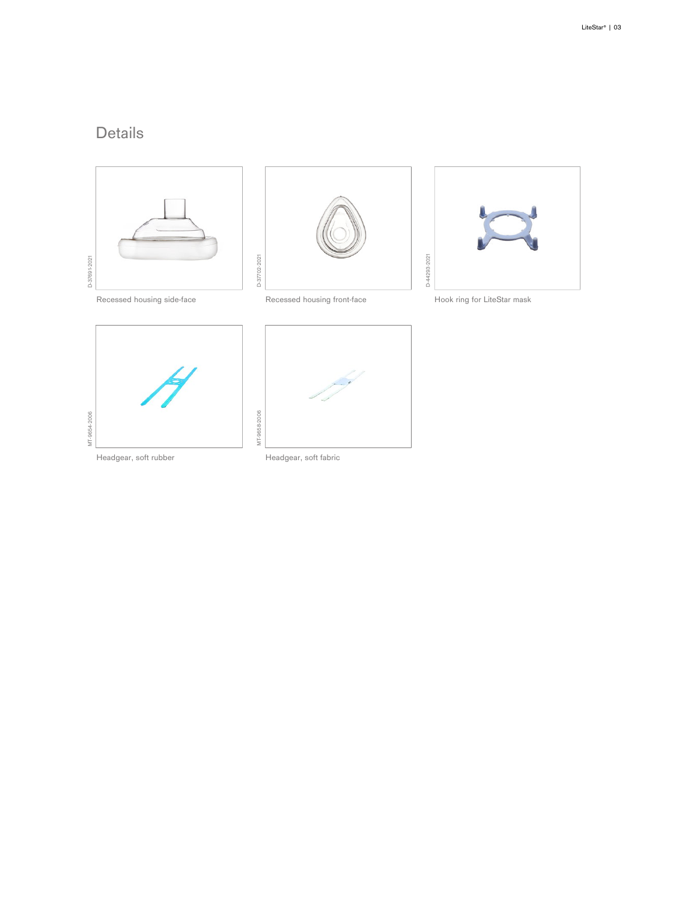## Details

D-37691-2021

Recessed housing side-face

D-37702-2021

Recessed housing front-face

D-44293-2021

Hook ring for LiteStar mask

MT-9654-2006

Headgear, soft rubber

MT-9658-2006

Headgear, soft fabric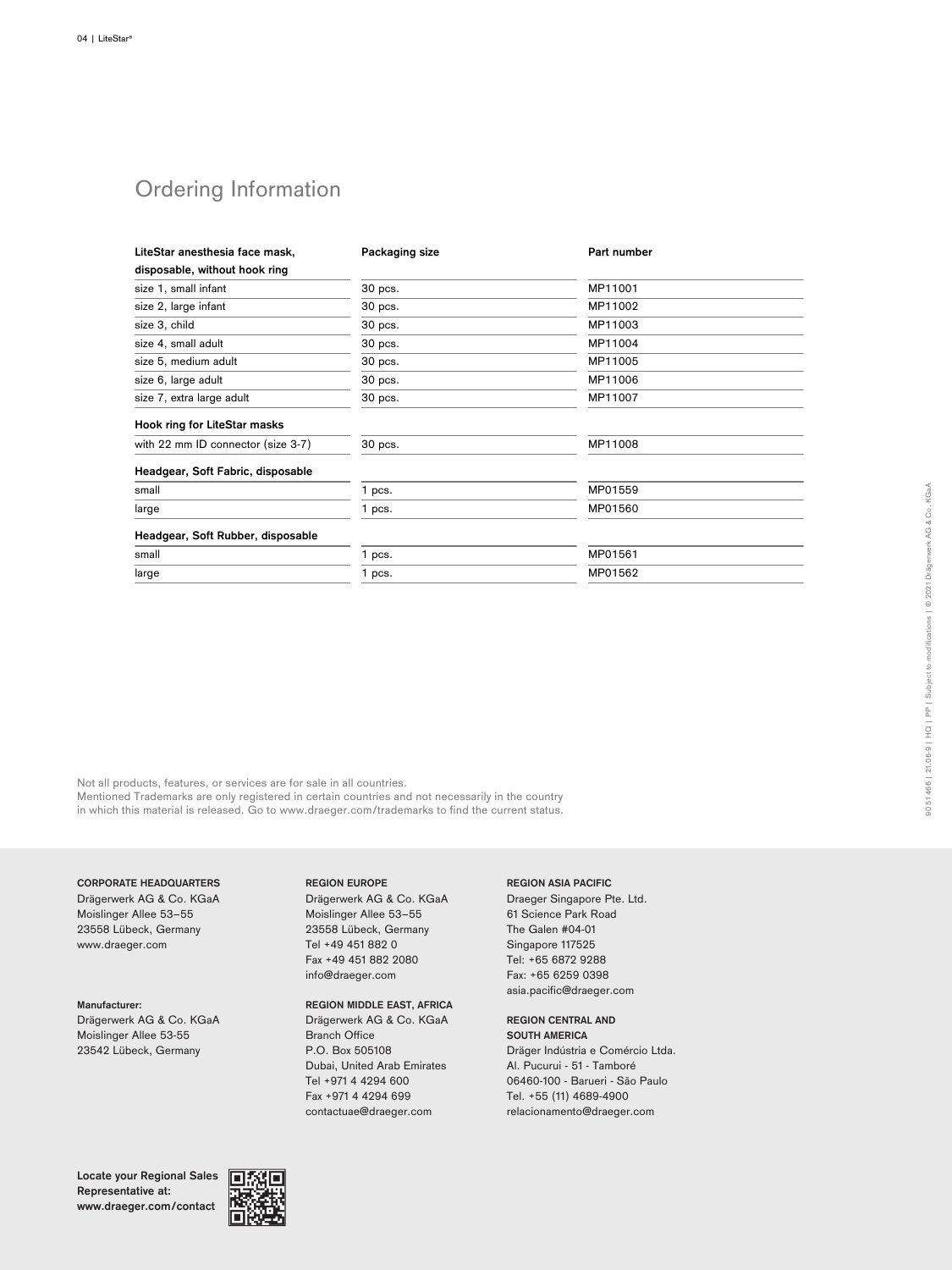# Ordering Information

| LiteStar anesthesia face mask, disposable, without hook ring | Packaging size | Part number |
|---|---|---|
| size 1, small infant | 30 pcs. | MP11001 |
| size 2, large infant | 30 pcs. | MP11002 |
| size 3, child | 30 pcs. | MP11003 |
| size 4, small adult | 30 pcs. | MP11004 |
| size 5, medium adult | 30 pcs. | MP11005 |
| size 6, large adult | 30 pcs. | MP11006 |
| size 7, extra large adult | 30 pcs. | MP11007 |
| **Hook ring for LiteStar masks** | | |
| with 22 mm ID connector (size 3-7) | 30 pcs. | MP11008 |
| **Headgear, Soft Fabric, disposable** | | |
| small | 1 pcs. | MP01559 |
| large | 1 pcs. | MP01560 |
| **Headgear, Soft Rubber, disposable** | | |
| small | 1 pcs. | MP01561 |
| large | 1 pcs. | MP01562 |

Not all products, features, or services are for sale in all countries.
Mentioned Trademarks are only registered in certain countries and not necessarily in the country in which this material is released. Go to www.draeger.com/trademarks to find the current status.

**CORPORATE HEADQUARTERS**
Drägerwerk AG & Co. KGaA
Moislinger Allee 53–55
23558 Lübeck, Germany
www.draeger.com

**Manufacturer:**
Drägerwerk AG & Co. KGaA
Moislinger Allee 53-55
23542 Lübeck, Germany

**REGION EUROPE**
Drägerwerk AG & Co. KGaA
Moislinger Allee 53–55
23558 Lübeck, Germany
Tel +49 451 882 0
Fax +49 451 882 2080
info@draeger.com

**REGION MIDDLE EAST, AFRICA**
Drägerwerk AG & Co. KGaA
Branch Office
P.O. Box 505108
Dubai, United Arab Emirates
Tel +971 4 4294 600
Fax +971 4 4294 699
contactuae@draeger.com

**REGION ASIA PACIFIC**
Draeger Singapore Pte. Ltd.
61 Science Park Road
The Galen #04-01
Singapore 117525
Tel: +65 6872 9288
Fax: +65 6259 0398
asia.pacific@draeger.com

**REGION CENTRAL AND SOUTH AMERICA**
Dräger Indústria e Comércio Ltda.
Al. Pucurui - 51 - Tamboré
06460-100 - Barueri - São Paulo
Tel. +55 (11) 4689-4900
relacionamento@draeger.com

**Locate your Regional Sales Representative at: www.draeger.com/contact**

90 51 466 | 21.06-9 | HQ | PP | Subject to modifications | © 2021 Drägerwerk AG & Co. KGaA